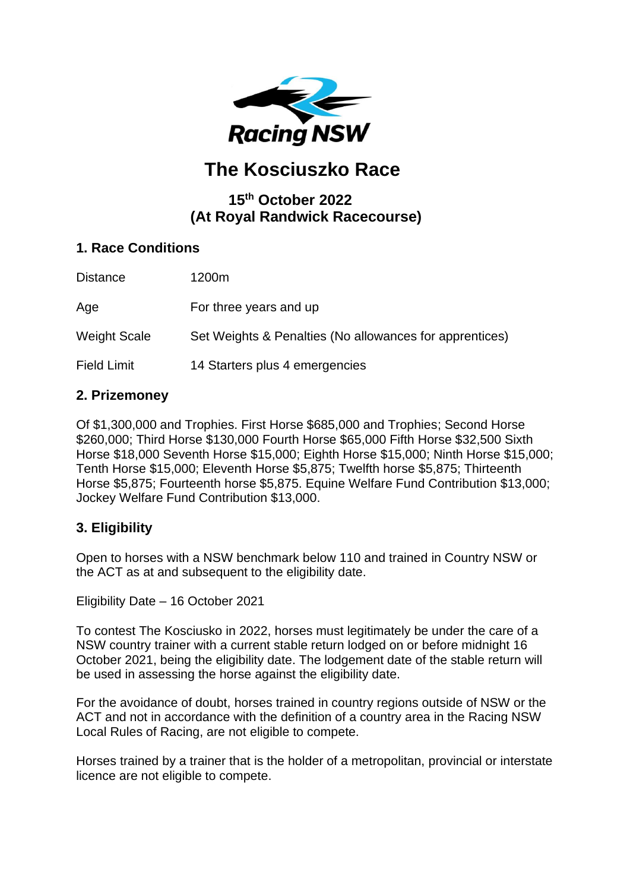Racing NSW

# The Kosciuszko Race

## 15th October 2022
## (At Royal Randwick Racecourse)

### 1. Race Conditions

| | |
|---|---|
| Distance | 1200m |
| Age | For three years and up |
| Weight Scale | Set Weights & Penalties (No allowances for apprentices) |
| Field Limit | 14 Starters plus 4 emergencies |

### 2. Prizemoney

Of $1,300,000 and Trophies. First Horse $685,000 and Trophies; Second Horse $260,000; Third Horse $130,000 Fourth Horse $65,000 Fifth Horse $32,500 Sixth Horse $18,000 Seventh Horse $15,000; Eighth Horse $15,000; Ninth Horse $15,000; Tenth Horse $15,000; Eleventh Horse $5,875; Twelfth horse $5,875; Thirteenth Horse $5,875; Fourteenth horse $5,875. Equine Welfare Fund Contribution $13,000; Jockey Welfare Fund Contribution $13,000.

### 3. Eligibility

Open to horses with a NSW benchmark below 110 and trained in Country NSW or the ACT as at and subsequent to the eligibility date.

Eligibility Date – 16 October 2021

To contest The Kosciusko in 2022, horses must legitimately be under the care of a NSW country trainer with a current stable return lodged on or before midnight 16 October 2021, being the eligibility date. The lodgement date of the stable return will be used in assessing the horse against the eligibility date.

For the avoidance of doubt, horses trained in country regions outside of NSW or the ACT and not in accordance with the definition of a country area in the Racing NSW Local Rules of Racing, are not eligible to compete.

Horses trained by a trainer that is the holder of a metropolitan, provincial or interstate licence are not eligible to compete.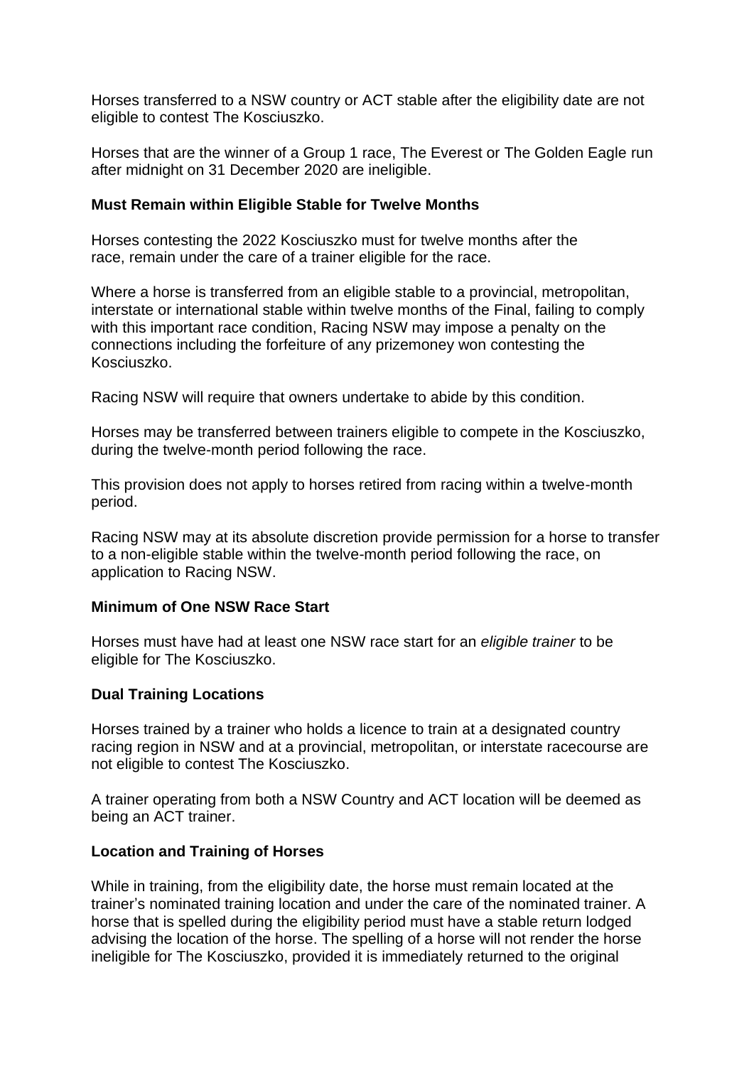Horses transferred to a NSW country or ACT stable after the eligibility date are not eligible to contest The Kosciuszko.

Horses that are the winner of a Group 1 race, The Everest or The Golden Eagle run after midnight on 31 December 2020 are ineligible.

**Must Remain within Eligible Stable for Twelve Months**

Horses contesting the 2022 Kosciuszko must for twelve months after the race, remain under the care of a trainer eligible for the race.

Where a horse is transferred from an eligible stable to a provincial, metropolitan, interstate or international stable within twelve months of the Final, failing to comply with this important race condition, Racing NSW may impose a penalty on the connections including the forfeiture of any prizemoney won contesting the Kosciuszko.

Racing NSW will require that owners undertake to abide by this condition.

Horses may be transferred between trainers eligible to compete in the Kosciuszko, during the twelve-month period following the race.

This provision does not apply to horses retired from racing within a twelve-month period.

Racing NSW may at its absolute discretion provide permission for a horse to transfer to a non-eligible stable within the twelve-month period following the race, on application to Racing NSW.

**Minimum of One NSW Race Start**

Horses must have had at least one NSW race start for an *eligible trainer* to be eligible for The Kosciuszko.

**Dual Training Locations**

Horses trained by a trainer who holds a licence to train at a designated country racing region in NSW and at a provincial, metropolitan, or interstate racecourse are not eligible to contest The Kosciuszko.

A trainer operating from both a NSW Country and ACT location will be deemed as being an ACT trainer.

**Location and Training of Horses**

While in training, from the eligibility date, the horse must remain located at the trainer's nominated training location and under the care of the nominated trainer. A horse that is spelled during the eligibility period must have a stable return lodged advising the location of the horse. The spelling of a horse will not render the horse ineligible for The Kosciuszko, provided it is immediately returned to the original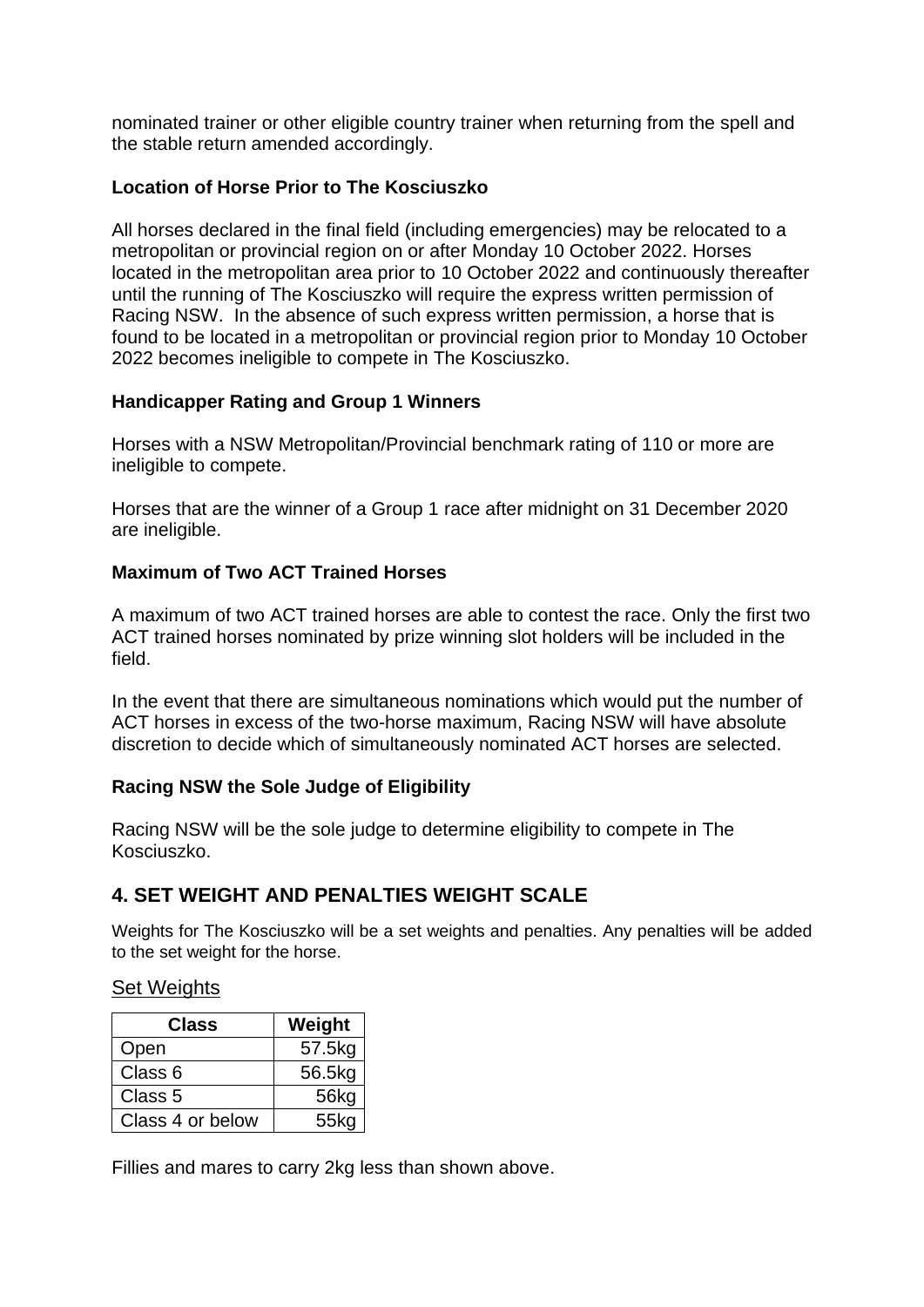nominated trainer or other eligible country trainer when returning from the spell and the stable return amended accordingly.

**Location of Horse Prior to The Kosciuszko**

All horses declared in the final field (including emergencies) may be relocated to a metropolitan or provincial region on or after Monday 10 October 2022. Horses located in the metropolitan area prior to 10 October 2022 and continuously thereafter until the running of The Kosciuszko will require the express written permission of Racing NSW. In the absence of such express written permission, a horse that is found to be located in a metropolitan or provincial region prior to Monday 10 October 2022 becomes ineligible to compete in The Kosciuszko.

**Handicapper Rating and Group 1 Winners**

Horses with a NSW Metropolitan/Provincial benchmark rating of 110 or more are ineligible to compete.

Horses that are the winner of a Group 1 race after midnight on 31 December 2020 are ineligible.

**Maximum of Two ACT Trained Horses**

A maximum of two ACT trained horses are able to contest the race. Only the first two ACT trained horses nominated by prize winning slot holders will be included in the field.

In the event that there are simultaneous nominations which would put the number of ACT horses in excess of the two-horse maximum, Racing NSW will have absolute discretion to decide which of simultaneously nominated ACT horses are selected.

**Racing NSW the Sole Judge of Eligibility**

Racing NSW will be the sole judge to determine eligibility to compete in The Kosciuszko.

## 4. SET WEIGHT AND PENALTIES WEIGHT SCALE

Weights for The Kosciuszko will be a set weights and penalties. Any penalties will be added to the set weight for the horse.

Set Weights

| Class | Weight |
|---|---|
| Open | 57.5kg |
| Class 6 | 56.5kg |
| Class 5 | 56kg |
| Class 4 or below | 55kg |

Fillies and mares to carry 2kg less than shown above.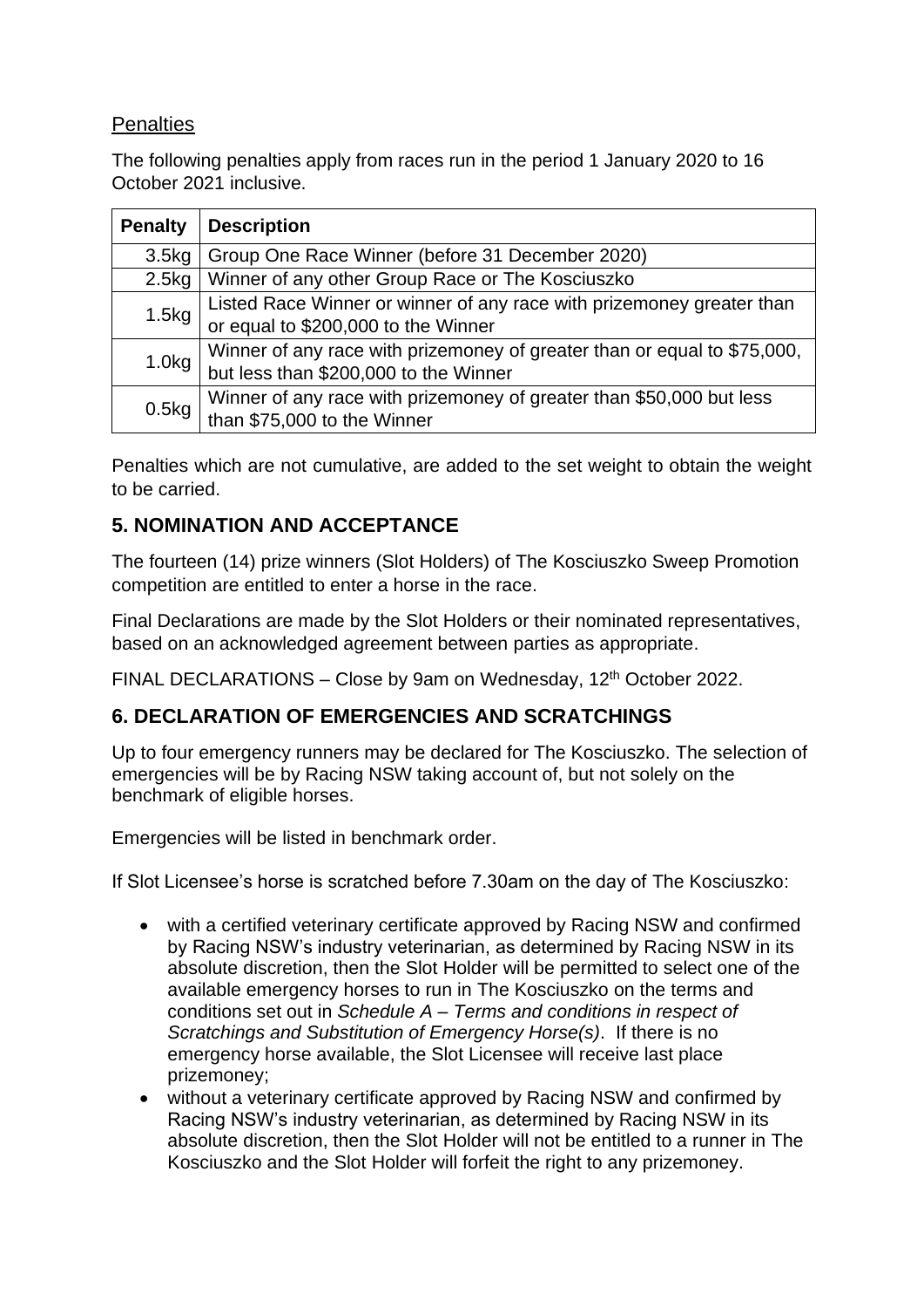<u>Penalties</u>

The following penalties apply from races run in the period 1 January 2020 to 16 October 2021 inclusive.

| Penalty | Description |
| --- | --- |
| 3.5kg | Group One Race Winner (before 31 December 2020) |
| 2.5kg | Winner of any other Group Race or The Kosciuszko |
| 1.5kg | Listed Race Winner or winner of any race with prizemoney greater than or equal to $200,000 to the Winner |
| 1.0kg | Winner of any race with prizemoney of greater than or equal to $75,000, but less than $200,000 to the Winner |
| 0.5kg | Winner of any race with prizemoney of greater than $50,000 but less than $75,000 to the Winner |

Penalties which are not cumulative, are added to the set weight to obtain the weight to be carried.

## 5. NOMINATION AND ACCEPTANCE

The fourteen (14) prize winners (Slot Holders) of The Kosciuszko Sweep Promotion competition are entitled to enter a horse in the race.

Final Declarations are made by the Slot Holders or their nominated representatives, based on an acknowledged agreement between parties as appropriate.

FINAL DECLARATIONS – Close by 9am on Wednesday, 12th October 2022.

## 6. DECLARATION OF EMERGENCIES AND SCRATCHINGS

Up to four emergency runners may be declared for The Kosciuszko. The selection of emergencies will be by Racing NSW taking account of, but not solely on the benchmark of eligible horses.

Emergencies will be listed in benchmark order.

If Slot Licensee's horse is scratched before 7.30am on the day of The Kosciuszko:

- with a certified veterinary certificate approved by Racing NSW and confirmed by Racing NSW's industry veterinarian, as determined by Racing NSW in its absolute discretion, then the Slot Holder will be permitted to select one of the available emergency horses to run in The Kosciuszko on the terms and conditions set out in *Schedule A – Terms and conditions in respect of Scratchings and Substitution of Emergency Horse(s)*. If there is no emergency horse available, the Slot Licensee will receive last place prizemoney;
- without a veterinary certificate approved by Racing NSW and confirmed by Racing NSW's industry veterinarian, as determined by Racing NSW in its absolute discretion, then the Slot Holder will not be entitled to a runner in The Kosciuszko and the Slot Holder will forfeit the right to any prizemoney.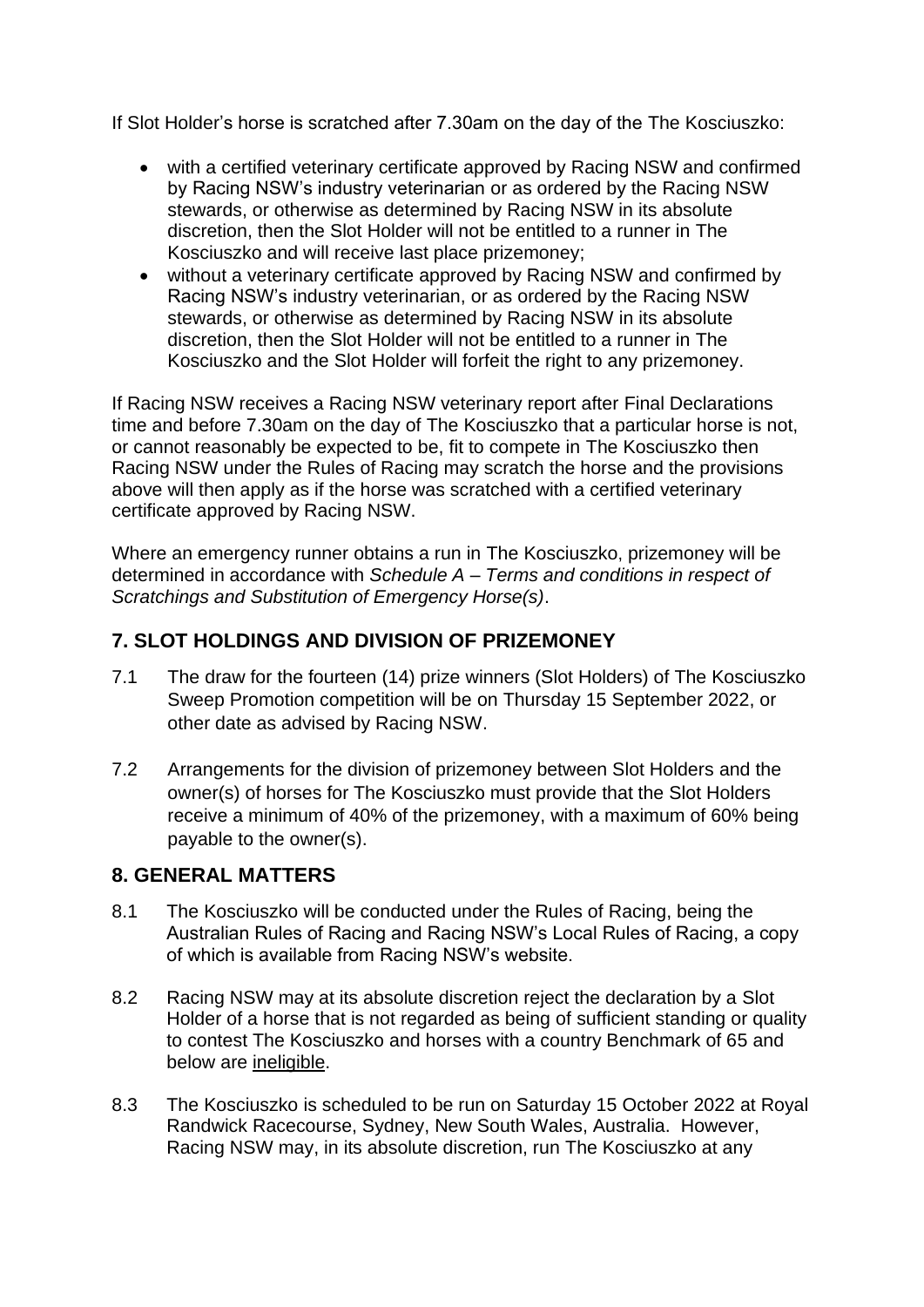If Slot Holder's horse is scratched after 7.30am on the day of the The Kosciuszko:

- with a certified veterinary certificate approved by Racing NSW and confirmed by Racing NSW's industry veterinarian or as ordered by the Racing NSW stewards, or otherwise as determined by Racing NSW in its absolute discretion, then the Slot Holder will not be entitled to a runner in The Kosciuszko and will receive last place prizemoney;
- without a veterinary certificate approved by Racing NSW and confirmed by Racing NSW's industry veterinarian, or as ordered by the Racing NSW stewards, or otherwise as determined by Racing NSW in its absolute discretion, then the Slot Holder will not be entitled to a runner in The Kosciuszko and the Slot Holder will forfeit the right to any prizemoney.

If Racing NSW receives a Racing NSW veterinary report after Final Declarations time and before 7.30am on the day of The Kosciuszko that a particular horse is not, or cannot reasonably be expected to be, fit to compete in The Kosciuszko then Racing NSW under the Rules of Racing may scratch the horse and the provisions above will then apply as if the horse was scratched with a certified veterinary certificate approved by Racing NSW.

Where an emergency runner obtains a run in The Kosciuszko, prizemoney will be determined in accordance with *Schedule A – Terms and conditions in respect of Scratchings and Substitution of Emergency Horse(s)*.

## 7. SLOT HOLDINGS AND DIVISION OF PRIZEMONEY

7.1 The draw for the fourteen (14) prize winners (Slot Holders) of The Kosciuszko Sweep Promotion competition will be on Thursday 15 September 2022, or other date as advised by Racing NSW.

7.2 Arrangements for the division of prizemoney between Slot Holders and the owner(s) of horses for The Kosciuszko must provide that the Slot Holders receive a minimum of 40% of the prizemoney, with a maximum of 60% being payable to the owner(s).

## 8. GENERAL MATTERS

8.1 The Kosciuszko will be conducted under the Rules of Racing, being the Australian Rules of Racing and Racing NSW's Local Rules of Racing, a copy of which is available from Racing NSW's website.

8.2 Racing NSW may at its absolute discretion reject the declaration by a Slot Holder of a horse that is not regarded as being of sufficient standing or quality to contest The Kosciuszko and horses with a country Benchmark of 65 and below are ineligible.

8.3 The Kosciuszko is scheduled to be run on Saturday 15 October 2022 at Royal Randwick Racecourse, Sydney, New South Wales, Australia. However, Racing NSW may, in its absolute discretion, run The Kosciuszko at any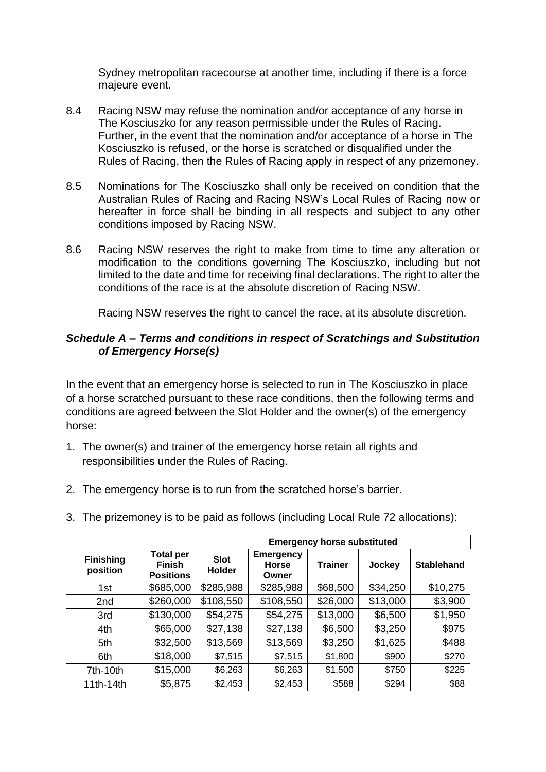Sydney metropolitan racecourse at another time, including if there is a force majeure event.

8.4 Racing NSW may refuse the nomination and/or acceptance of any horse in The Kosciuszko for any reason permissible under the Rules of Racing. Further, in the event that the nomination and/or acceptance of a horse in The Kosciuszko is refused, or the horse is scratched or disqualified under the Rules of Racing, then the Rules of Racing apply in respect of any prizemoney.

8.5 Nominations for The Kosciuszko shall only be received on condition that the Australian Rules of Racing and Racing NSW's Local Rules of Racing now or hereafter in force shall be binding in all respects and subject to any other conditions imposed by Racing NSW.

8.6 Racing NSW reserves the right to make from time to time any alteration or modification to the conditions governing The Kosciuszko, including but not limited to the date and time for receiving final declarations. The right to alter the conditions of the race is at the absolute discretion of Racing NSW.

Racing NSW reserves the right to cancel the race, at its absolute discretion.

### *Schedule A – Terms and conditions in respect of Scratchings and Substitution of Emergency Horse(s)*

In the event that an emergency horse is selected to run in The Kosciuszko in place of a horse scratched pursuant to these race conditions, then the following terms and conditions are agreed between the Slot Holder and the owner(s) of the emergency horse:

1. The owner(s) and trainer of the emergency horse retain all rights and responsibilities under the Rules of Racing.

2. The emergency horse is to run from the scratched horse's barrier.

3. The prizemoney is to be paid as follows (including Local Rule 72 allocations):

| | | Emergency horse substituted | | | | |
|---|---|---|---|---|---|---|
| **Finishing position** | **Total per Finish Positions** | **Slot Holder** | **Emergency Horse Owner** | **Trainer** | **Jockey** | **Stablehand** |
| 1st | $685,000 | $285,988 | $285,988 | $68,500 | $34,250 | $10,275 |
| 2nd | $260,000 | $108,550 | $108,550 | $26,000 | $13,000 | $3,900 |
| 3rd | $130,000 | $54,275 | $54,275 | $13,000 | $6,500 | $1,950 |
| 4th | $65,000 | $27,138 | $27,138 | $6,500 | $3,250 | $975 |
| 5th | $32,500 | $13,569 | $13,569 | $3,250 | $1,625 | $488 |
| 6th | $18,000 | $7,515 | $7,515 | $1,800 | $900 | $270 |
| 7th-10th | $15,000 | $6,263 | $6,263 | $1,500 | $750 | $225 |
| 11th-14th | $5,875 | $2,453 | $2,453 | $588 | $294 | $88 |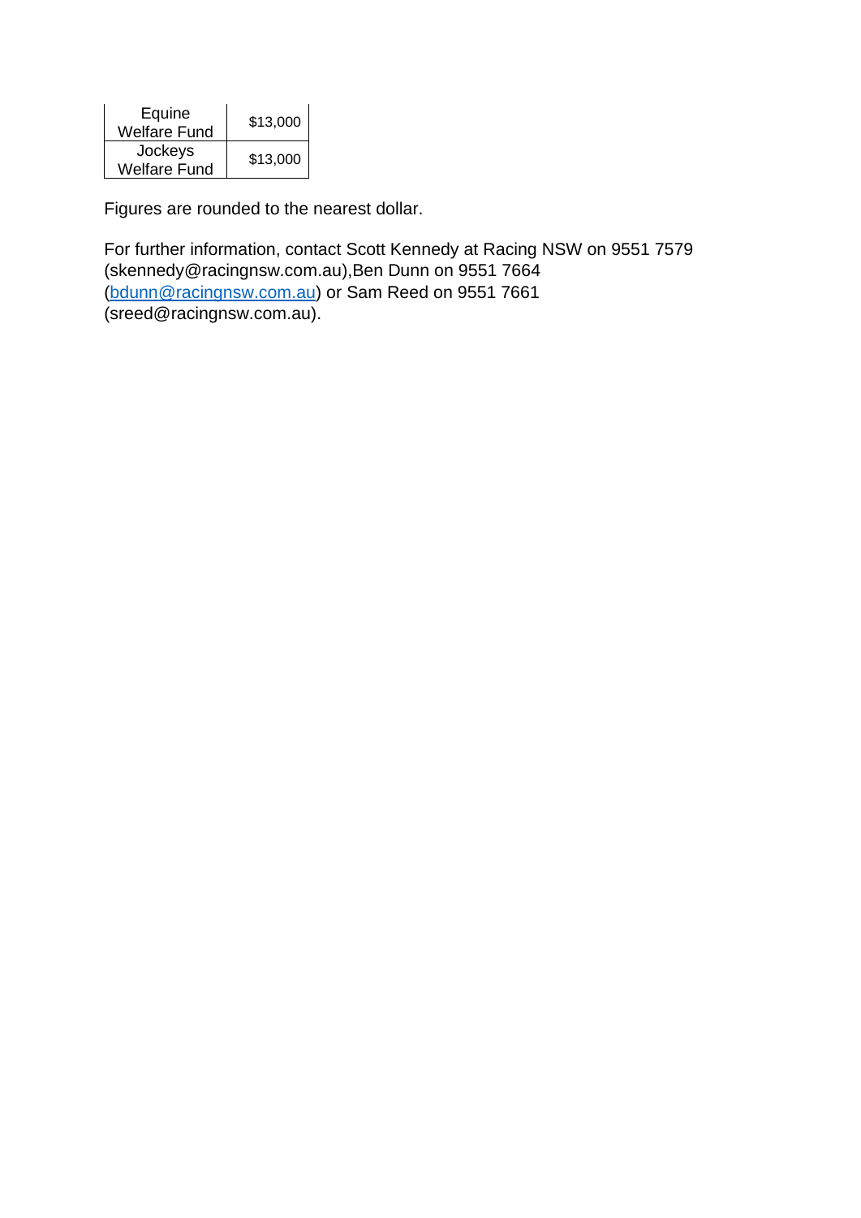| | |
|---|---|
| Equine Welfare Fund | $13,000 |
| Jockeys Welfare Fund | $13,000 |

Figures are rounded to the nearest dollar.

For further information, contact Scott Kennedy at Racing NSW on 9551 7579 (skennedy@racingnsw.com.au),Ben Dunn on 9551 7664 (bdunn@racingnsw.com.au) or Sam Reed on 9551 7661 (sreed@racingnsw.com.au).